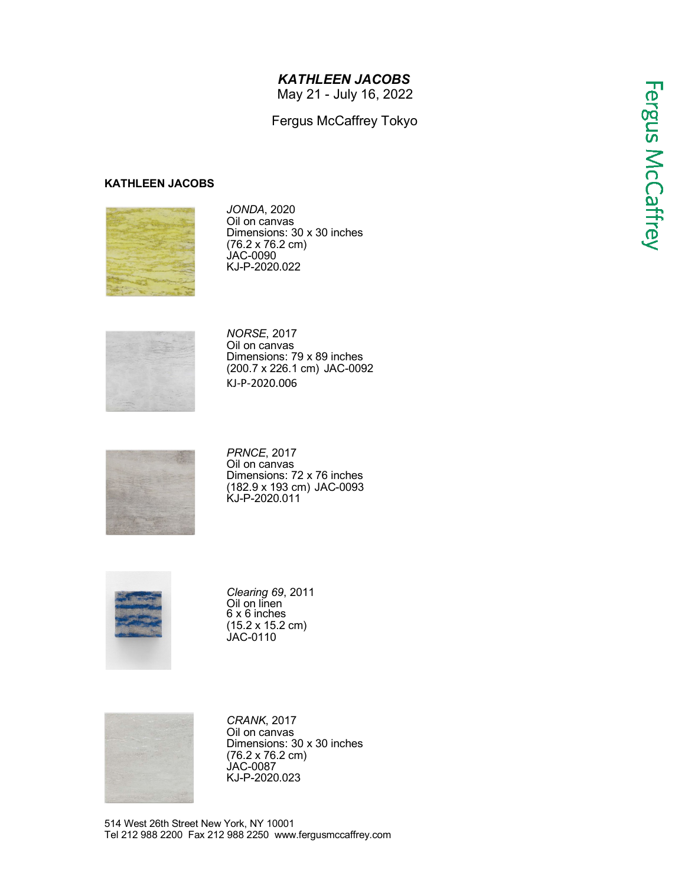# *KATHLEEN JACOBS*

May 21 - July 16, 2022

Fergus McCaffrey Tokyo

**KATHLEEN JACOBS**

*JONDA*, 2020
Oil on canvas
Dimensions: 30 x 30 inches
(76.2 x 76.2 cm)
JAC-0090
KJ-P-2020.022

*NORSE*, 2017
Oil on canvas
Dimensions: 79 x 89 inches
(200.7 x 226.1 cm) JAC-0092
KJ-P-2020.006

*PRNCE*, 2017
Oil on canvas
Dimensions: 72 x 76 inches
(182.9 x 193 cm) JAC-0093
KJ-P-2020.011

*Clearing 69*, 2011
Oil on linen
6 x 6 inches
(15.2 x 15.2 cm)
JAC-0110

*CRANK*, 2017
Oil on canvas
Dimensions: 30 x 30 inches
(76.2 x 76.2 cm)
JAC-0087
KJ-P-2020.023

514 West 26th Street New York, NY 10001
Tel 212 988 2200 Fax 212 988 2250 www.fergusmccaffrey.com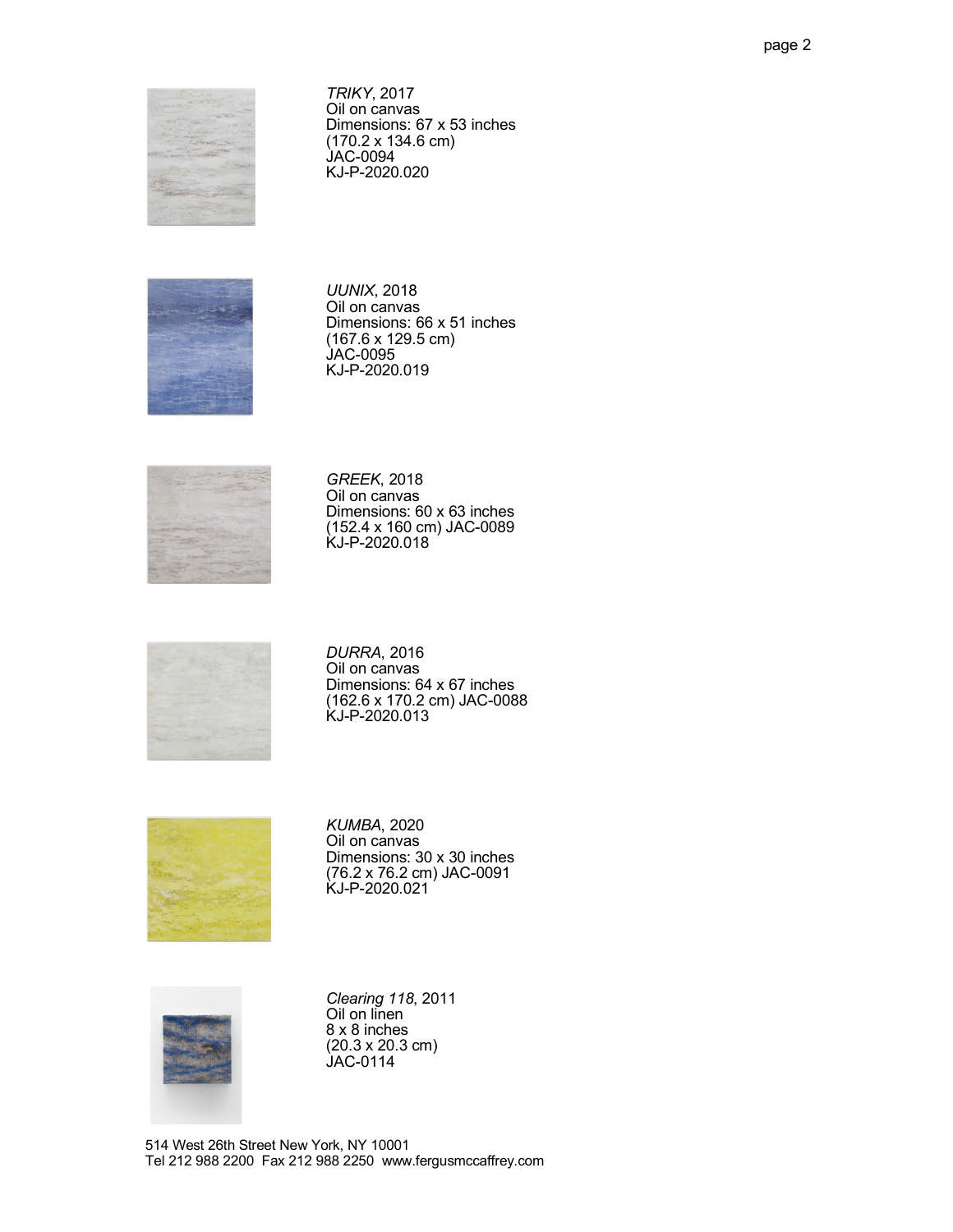*TRIKY*, 2017
Oil on canvas
Dimensions: 67 x 53 inches
(170.2 x 134.6 cm)
JAC-0094
KJ-P-2020.020

*UUNIX*, 2018
Oil on canvas
Dimensions: 66 x 51 inches
(167.6 x 129.5 cm)
JAC-0095
KJ-P-2020.019

*GREEK*, 2018
Oil on canvas
Dimensions: 60 x 63 inches
(152.4 x 160 cm) JAC-0089
KJ-P-2020.018

*DURRA*, 2016
Oil on canvas
Dimensions: 64 x 67 inches
(162.6 x 170.2 cm) JAC-0088
KJ-P-2020.013

*KUMBA*, 2020
Oil on canvas
Dimensions: 30 x 30 inches
(76.2 x 76.2 cm) JAC-0091
KJ-P-2020.021

*Clearing 118*, 2011
Oil on linen
8 x 8 inches
(20.3 x 20.3 cm)
JAC-0114

514 West 26th Street New York, NY 10001
Tel 212 988 2200 Fax 212 988 2250 www.fergusmccaffrey.com